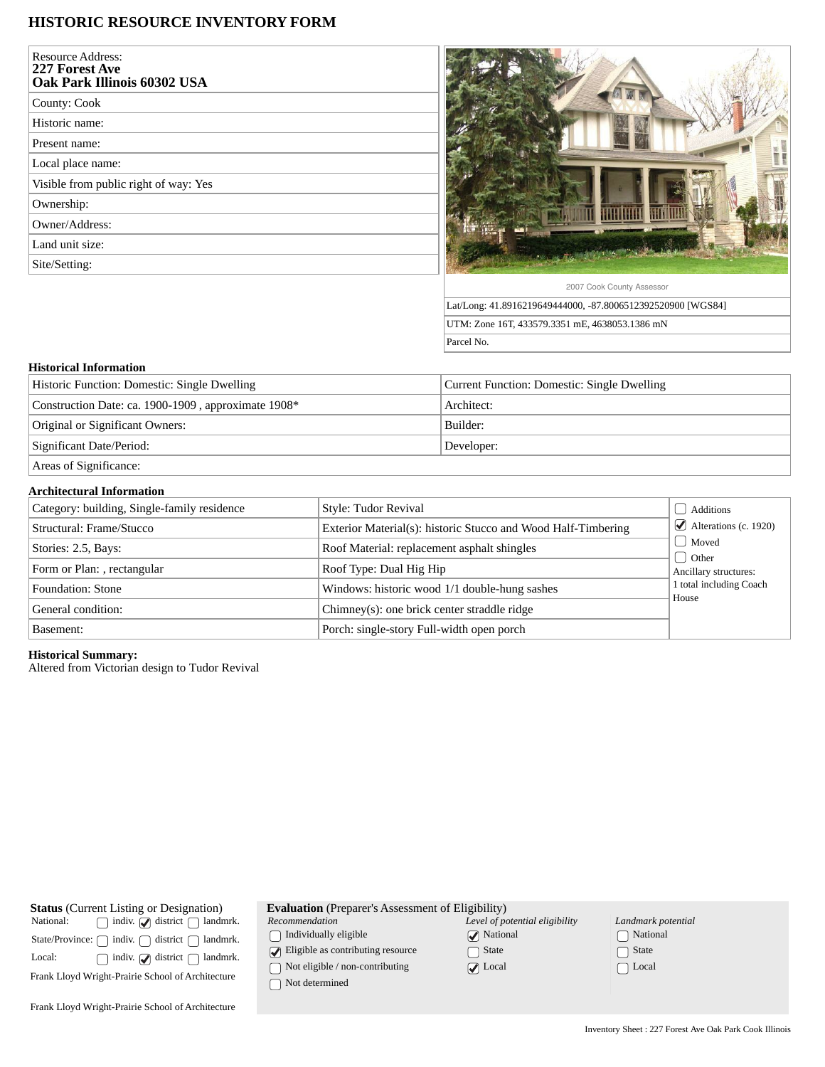# HISTORIC RESOURCE INVENTORY FORM

| Resource Address: **227 Forest Ave Oak Park Illinois 60302 USA** |
|---|
| County: Cook |
| Historic name: |
| Present name: |
| Local place name: |
| Visible from public right of way: Yes |
| Ownership: |
| Owner/Address: |
| Land unit size: |
| Site/Setting: |

2007 Cook County Assessor

| Lat/Long: 41.8916219649444000, -87.8006512392520900 [WGS84] |
|---|
| UTM: Zone 16T, 433579.3351 mE, 4638053.1386 mN |
| Parcel No. |

### Historical Information

| Historic Function: Domestic: Single Dwelling | Current Function: Domestic: Single Dwelling |
|---|---|
| Construction Date: ca. 1900-1909 , approximate 1908* | Architect: |
| Original or Significant Owners: | Builder: |
| Significant Date/Period: | Developer: |
| Areas of Significance: | |

### Architectural Information

| Category: building, Single-family residence | Style: Tudor Revival | ☐ Additions |
|---|---|---|
| Structural: Frame/Stucco | Exterior Material(s): historic Stucco and Wood Half-Timbering | ☑ Alterations (c. 1920) |
| Stories: 2.5, Bays: | Roof Material: replacement asphalt shingles | ☐ Moved |
| Form or Plan: , rectangular | Roof Type: Dual Hig Hip | ☐ Other |
| Foundation: Stone | Windows: historic wood 1/1 double-hung sashes | Ancillary structures: 1 total including Coach House |
| General condition: | Chimney(s): one brick center straddle ridge | |
| Basement: | Porch: single-story Full-width open porch | |

**Historical Summary:**
Altered from Victorian design to Tudor Revival

**Status** (Current Listing or Designation)

| | indiv. | district | landmrk. |
|---|---|---|---|
| National: | ☐ | ☑ | ☐ |
| State/Province: | ☐ | ☐ | ☐ |
| Local: | ☐ | ☑ | ☐ |

Frank Lloyd Wright-Prairie School of Architecture

Frank Lloyd Wright-Prairie School of Architecture

**Evaluation** (Preparer's Assessment of Eligibility)

| *Recommendation* | *Level of potential eligibility* | *Landmark potential* |
|---|---|---|
| ☐ Individually eligible | ☑ National | ☐ National |
| ☑ Eligible as contributing resource | ☐ State | ☐ State |
| ☐ Not eligible / non-contributing | ☑ Local | ☐ Local |
| ☐ Not determined | | |

Inventory Sheet : 227 Forest Ave Oak Park Cook Illinois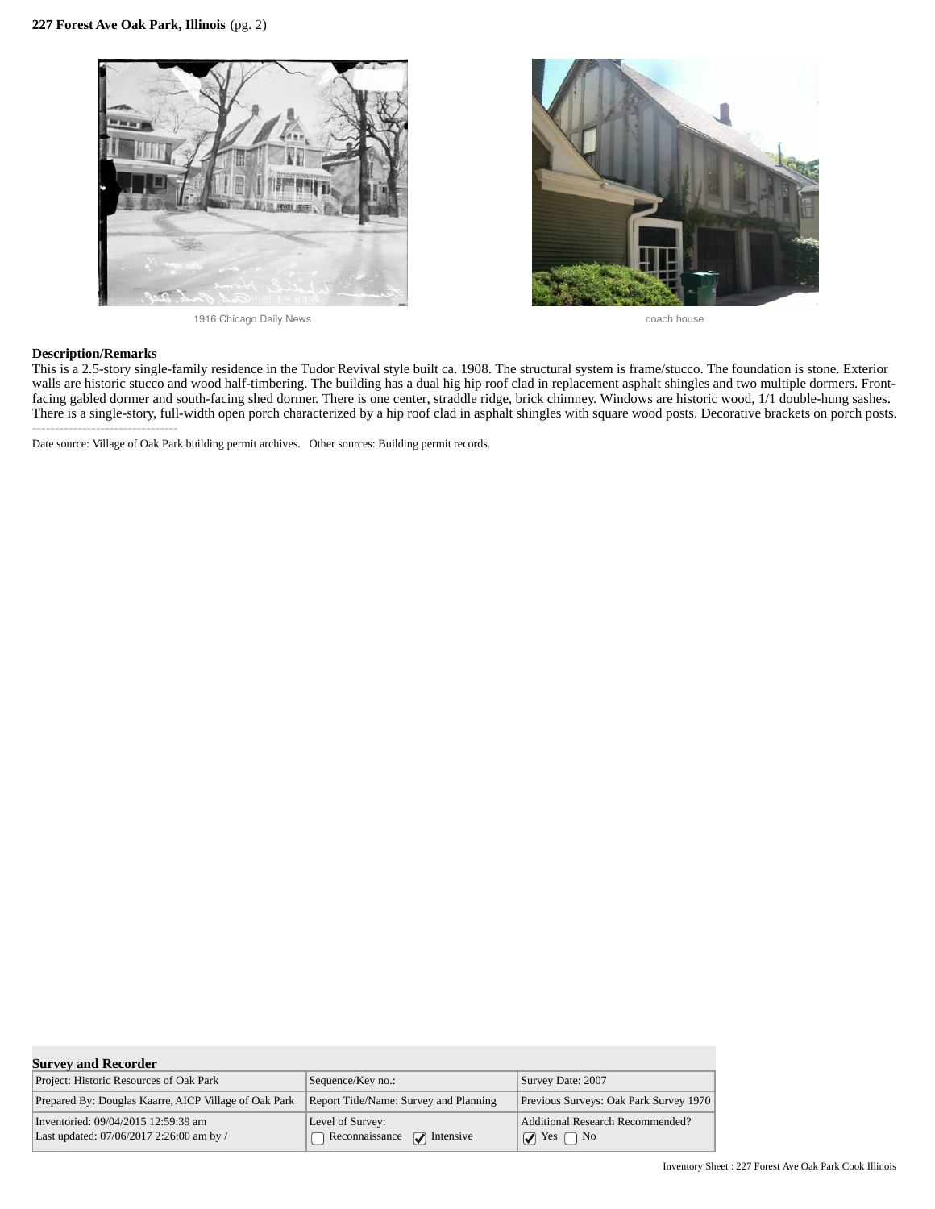**227 Forest Ave Oak Park, Illinois** (pg. 2)

1916 Chicago Daily News

coach house

**Description/Remarks**

This is a 2.5-story single-family residence in the Tudor Revival style built ca. 1908. The structural system is frame/stucco. The foundation is stone. Exterior walls are historic stucco and wood half-timbering. The building has a dual hig hip roof clad in replacement asphalt shingles and two multiple dormers. Front-facing gabled dormer and south-facing shed dormer. There is one center, straddle ridge, brick chimney. Windows are historic wood, 1/1 double-hung sashes. There is a single-story, full-width open porch characterized by a hip roof clad in asphalt shingles with square wood posts. Decorative brackets on porch posts.

Date source: Village of Oak Park building permit archives. Other sources: Building permit records.

**Survey and Recorder**

| | | |
|---|---|---|
| Project: Historic Resources of Oak Park | Sequence/Key no.: | Survey Date: 2007 |
| Prepared By: Douglas Kaarre, AICP Village of Oak Park | Report Title/Name: Survey and Planning | Previous Surveys: Oak Park Survey 1970 |
| Inventoried: 09/04/2015 12:59:39 am<br>Last updated: 07/06/2017 2:26:00 am by / | Level of Survey:<br>☐ Reconnaissance ☑ Intensive | Additional Research Recommended?<br>☑ Yes ☐ No |

Inventory Sheet : 227 Forest Ave Oak Park Cook Illinois